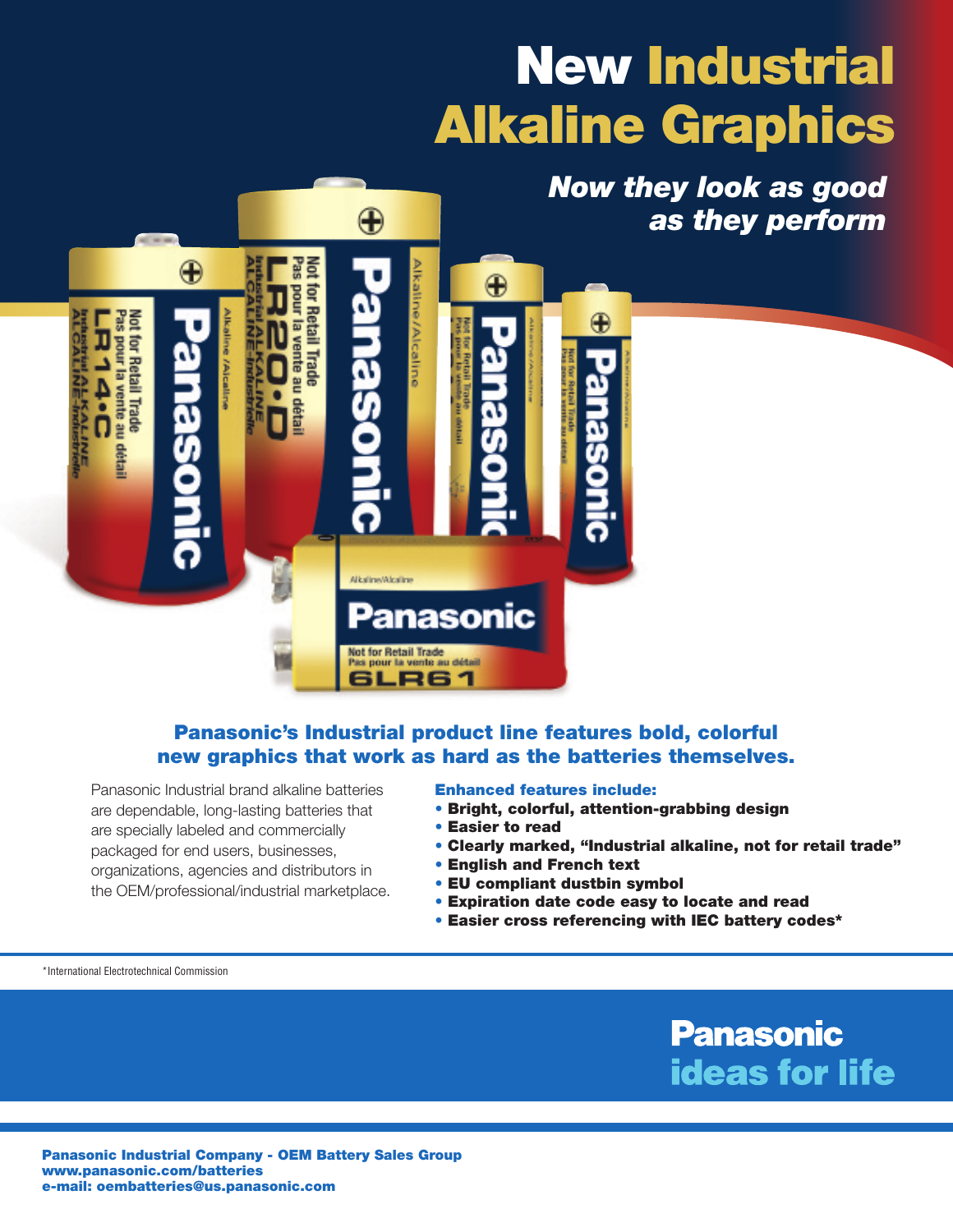# New Industrial Alkaline Graphics

***Now they look as good as they perform***

## Panasonic's Industrial product line features bold, colorful new graphics that work as hard as the batteries themselves.

Panasonic Industrial brand alkaline batteries are dependable, long-lasting batteries that are specially labeled and commercially packaged for end users, businesses, organizations, agencies and distributors in the OEM/professional/industrial marketplace.

**Enhanced features include:**

- **Bright, colorful, attention-grabbing design**
- **Easier to read**
- **Clearly marked, "Industrial alkaline, not for retail trade"**
- **English and French text**
- **EU compliant dustbin symbol**
- **Expiration date code easy to locate and read**
- **Easier cross referencing with IEC battery codes***

*International Electrotechnical Commission

**Panasonic**
**ideas for life**

**Panasonic Industrial Company - OEM Battery Sales Group**
**www.panasonic.com/batteries**
**e-mail: oembatteries@us.panasonic.com**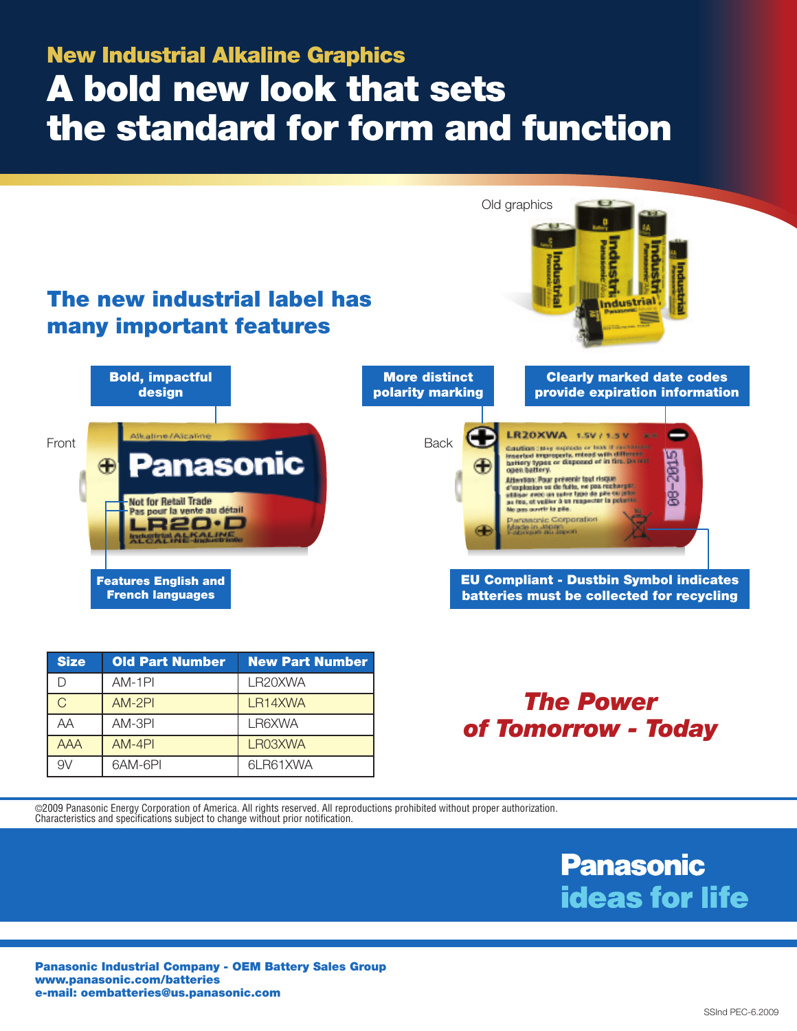New Industrial Alkaline Graphics

# A bold new look that sets the standard for form and function

Old graphics

## The new industrial label has many important features

Front

Back

**Bold, impactful design**

**More distinct polarity marking**

**Clearly marked date codes provide expiration information**

**Features English and French languages**

**EU Compliant - Dustbin Symbol indicates batteries must be collected for recycling**

| Size | Old Part Number | New Part Number |
|---|---|---|
| D | AM-1PI | LR20XWA |
| C | AM-2PI | LR14XWA |
| AA | AM-3PI | LR6XWA |
| AAA | AM-4PI | LR03XWA |
| 9V | 6AM-6PI | 6LR61XWA |

***The Power of Tomorrow - Today***

©2009 Panasonic Energy Corporation of America. All rights reserved. All reproductions prohibited without proper authorization.
Characteristics and specifications subject to change without prior notification.

**Panasonic**
**ideas for life**

**Panasonic Industrial Company - OEM Battery Sales Group**
**www.panasonic.com/batteries**
**e-mail: oembatteries@us.panasonic.com**

SSInd PEC-6.2009